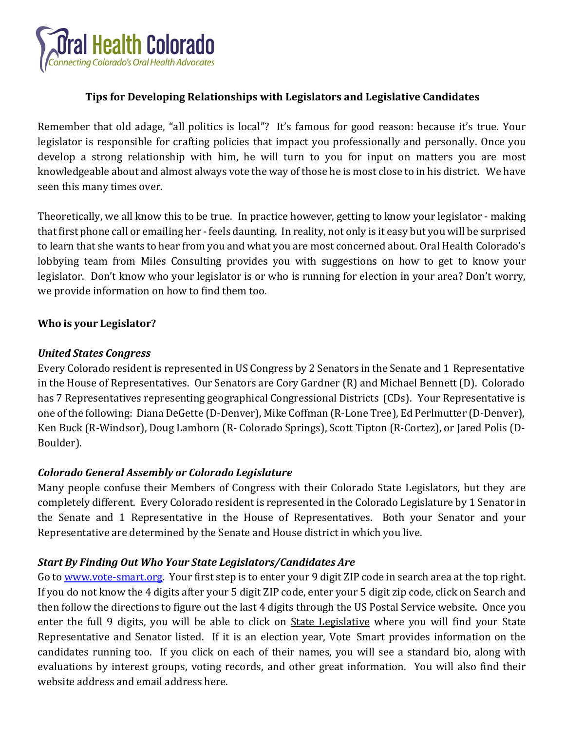Oral Health Colorado
*Connecting Colorado's Oral Health Advocates*

# Tips for Developing Relationships with Legislators and Legislative Candidates

Remember that old adage, "all politics is local"? It's famous for good reason: because it's true. Your legislator is responsible for crafting policies that impact you professionally and personally. Once you develop a strong relationship with him, he will turn to you for input on matters you are most knowledgeable about and almost always vote the way of those he is most close to in his district. We have seen this many times over.

Theoretically, we all know this to be true. In practice however, getting to know your legislator - making that first phone call or emailing her - feels daunting. In reality, not only is it easy but you will be surprised to learn that she wants to hear from you and what you are most concerned about. Oral Health Colorado's lobbying team from Miles Consulting provides you with suggestions on how to get to know your legislator. Don't know who your legislator is or who is running for election in your area? Don't worry, we provide information on how to find them too.

## Who is your Legislator?

### *United States Congress*

Every Colorado resident is represented in US Congress by 2 Senators in the Senate and 1 Representative in the House of Representatives. Our Senators are Cory Gardner (R) and Michael Bennett (D). Colorado has 7 Representatives representing geographical Congressional Districts (CDs). Your Representative is one of the following: Diana DeGette (D-Denver), Mike Coffman (R-Lone Tree), Ed Perlmutter (D-Denver), Ken Buck (R-Windsor), Doug Lamborn (R- Colorado Springs), Scott Tipton (R-Cortez), or Jared Polis (D-Boulder).

### *Colorado General Assembly or Colorado Legislature*

Many people confuse their Members of Congress with their Colorado State Legislators, but they are completely different. Every Colorado resident is represented in the Colorado Legislature by 1 Senator in the Senate and 1 Representative in the House of Representatives. Both your Senator and your Representative are determined by the Senate and House district in which you live.

### *Start By Finding Out Who Your State Legislators/Candidates Are*

Go to [www.vote-smart.org](http://www.vote-smart.org). Your first step is to enter your 9 digit ZIP code in search area at the top right. If you do not know the 4 digits after your 5 digit ZIP code, enter your 5 digit zip code, click on Search and then follow the directions to figure out the last 4 digits through the US Postal Service website. Once you enter the full 9 digits, you will be able to click on State Legislative where you will find your State Representative and Senator listed. If it is an election year, Vote Smart provides information on the candidates running too. If you click on each of their names, you will see a standard bio, along with evaluations by interest groups, voting records, and other great information. You will also find their website address and email address here.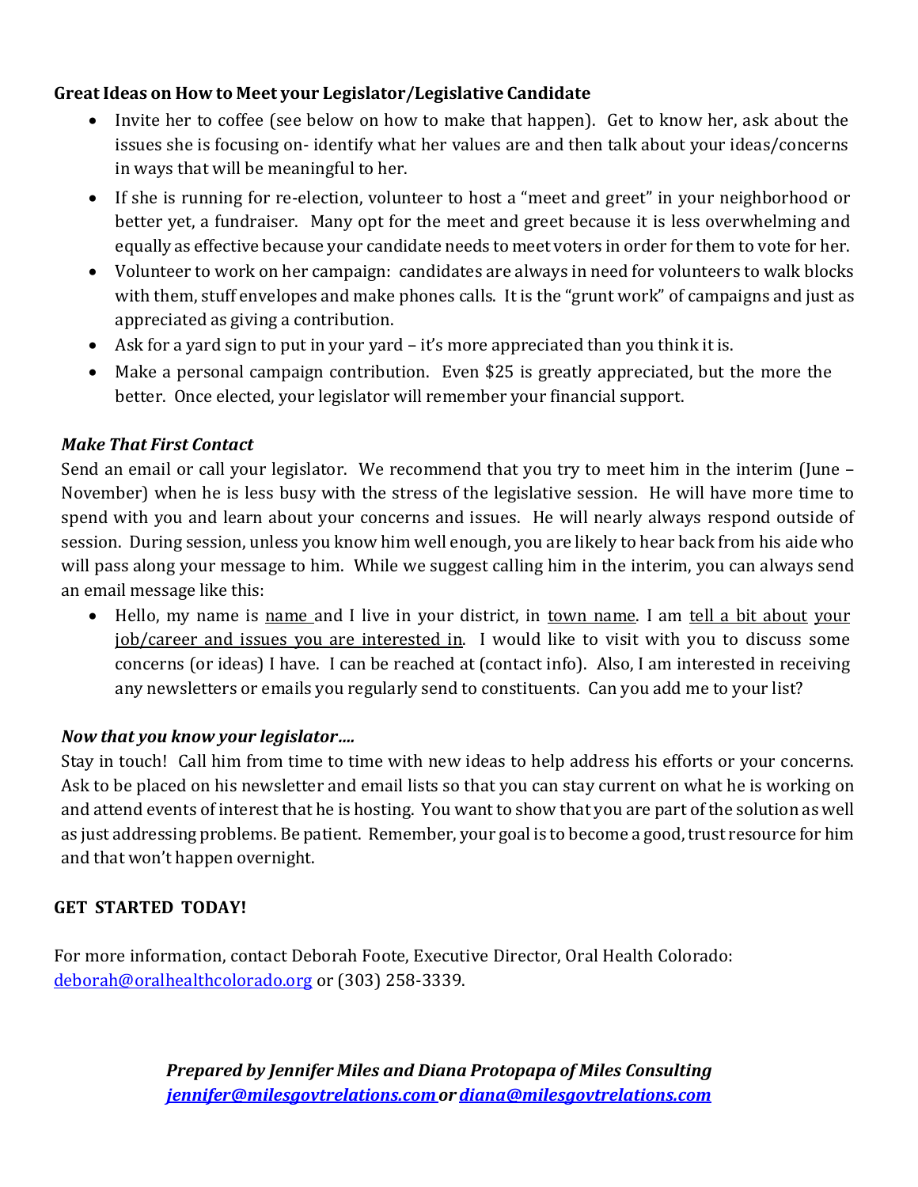**Great Ideas on How to Meet your Legislator/Legislative Candidate**

- Invite her to coffee (see below on how to make that happen). Get to know her, ask about the issues she is focusing on- identify what her values are and then talk about your ideas/concerns in ways that will be meaningful to her.
- If she is running for re-election, volunteer to host a "meet and greet" in your neighborhood or better yet, a fundraiser. Many opt for the meet and greet because it is less overwhelming and equally as effective because your candidate needs to meet voters in order for them to vote for her.
- Volunteer to work on her campaign: candidates are always in need for volunteers to walk blocks with them, stuff envelopes and make phones calls. It is the "grunt work" of campaigns and just as appreciated as giving a contribution.
- Ask for a yard sign to put in your yard – it's more appreciated than you think it is.
- Make a personal campaign contribution. Even $25 is greatly appreciated, but the more the better. Once elected, your legislator will remember your financial support.

***Make That First Contact***

Send an email or call your legislator. We recommend that you try to meet him in the interim (June – November) when he is less busy with the stress of the legislative session. He will have more time to spend with you and learn about your concerns and issues. He will nearly always respond outside of session. During session, unless you know him well enough, you are likely to hear back from his aide who will pass along your message to him. While we suggest calling him in the interim, you can always send an email message like this:

- Hello, my name is name and I live in your district, in town name. I am tell a bit about your job/career and issues you are interested in. I would like to visit with you to discuss some concerns (or ideas) I have. I can be reached at (contact info). Also, I am interested in receiving any newsletters or emails you regularly send to constituents. Can you add me to your list?

***Now that you know your legislator….***

Stay in touch! Call him from time to time with new ideas to help address his efforts or your concerns. Ask to be placed on his newsletter and email lists so that you can stay current on what he is working on and attend events of interest that he is hosting. You want to show that you are part of the solution as well as just addressing problems. Be patient. Remember, your goal is to become a good, trust resource for him and that won't happen overnight.

**GET STARTED TODAY!**

For more information, contact Deborah Foote, Executive Director, Oral Health Colorado: deborah@oralhealthcolorado.org or (303) 258-3339.

***Prepared by Jennifer Miles and Diana Protopapa of Miles Consulting***
***jennifer@milesgovtrelations.com or diana@milesgovtrelations.com***